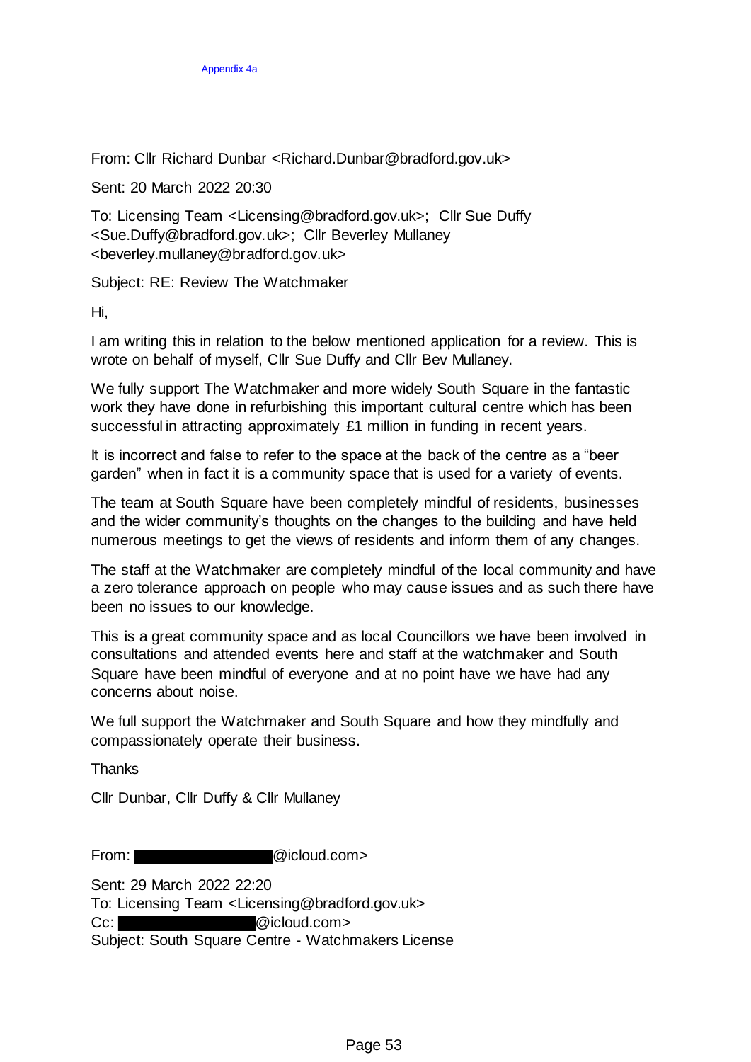Appendix 4a

From: Cllr Richard Dunbar <Richard.Dunbar@bradford.gov.uk>

Sent: 20 March 2022 20:30

To: Licensing Team <Licensing@bradford.gov.uk>; Cllr Sue Duffy <Sue.Duffy@bradford.gov.uk>; Cllr Beverley Mullaney <beverley.mullaney@bradford.gov.uk>

Subject: RE: Review The Watchmaker

Hi,

I am writing this in relation to the below mentioned application for a review. This is wrote on behalf of myself, Cllr Sue Duffy and Cllr Bev Mullaney.

We fully support The Watchmaker and more widely South Square in the fantastic work they have done in refurbishing this important cultural centre which has been successful in attracting approximately £1 million in funding in recent years.

It is incorrect and false to refer to the space at the back of the centre as a "beer garden" when in fact it is a community space that is used for a variety of events.

The team at South Square have been completely mindful of residents, businesses and the wider community's thoughts on the changes to the building and have held numerous meetings to get the views of residents and inform them of any changes.

The staff at the Watchmaker are completely mindful of the local community and have a zero tolerance approach on people who may cause issues and as such there have been no issues to our knowledge.

This is a great community space and as local Councillors we have been involved in consultations and attended events here and staff at the watchmaker and South Square have been mindful of everyone and at no point have we have had any concerns about noise.

We full support the Watchmaker and South Square and how they mindfully and compassionately operate their business.

Thanks

Cllr Dunbar, Cllr Duffy & Cllr Mullaney

From: [redacted]@icloud.com>

Sent: 29 March 2022 22:20

To: Licensing Team <Licensing@bradford.gov.uk>

Cc: [redacted]@icloud.com>

Subject: South Square Centre - Watchmakers License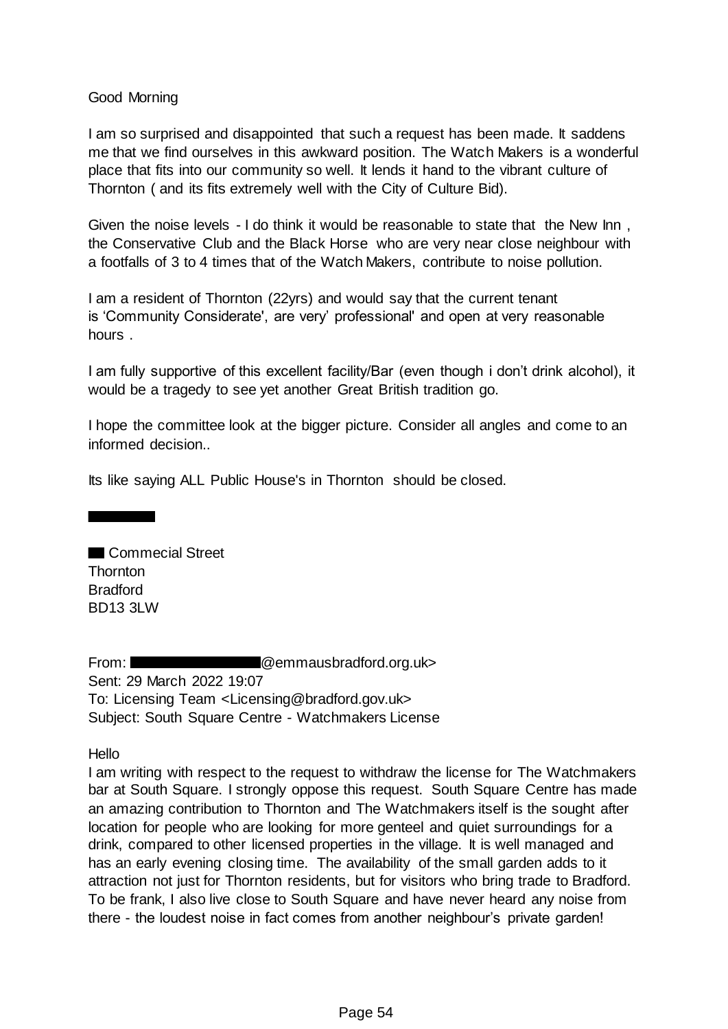Good Morning

I am so surprised and disappointed that such a request has been made. It saddens me that we find ourselves in this awkward position. The Watch Makers is a wonderful place that fits into our community so well. It lends it hand to the vibrant culture of Thornton ( and its fits extremely well with the City of Culture Bid).

Given the noise levels - I do think it would be reasonable to state that the New Inn , the Conservative Club and the Black Horse who are very near close neighbour with a footfalls of 3 to 4 times that of the Watch Makers, contribute to noise pollution.

I am a resident of Thornton (22yrs) and would say that the current tenant is 'Community Considerate', are very' professional' and open at very reasonable hours .

I am fully supportive of this excellent facility/Bar (even though i don't drink alcohol), it would be a tragedy to see yet another Great British tradition go.

I hope the committee look at the bigger picture. Consider all angles and come to an informed decision..

Its like saying ALL Public House's in Thornton should be closed.

██████

██ Commecial Street
Thornton
Bradford
BD13 3LW

From: ████████████@emmausbradford.org.uk>
Sent: 29 March 2022 19:07
To: Licensing Team <Licensing@bradford.gov.uk>
Subject: South Square Centre - Watchmakers License

Hello

I am writing with respect to the request to withdraw the license for The Watchmakers bar at South Square. I strongly oppose this request. South Square Centre has made an amazing contribution to Thornton and The Watchmakers itself is the sought after location for people who are looking for more genteel and quiet surroundings for a drink, compared to other licensed properties in the village. It is well managed and has an early evening closing time. The availability of the small garden adds to it attraction not just for Thornton residents, but for visitors who bring trade to Bradford. To be frank, I also live close to South Square and have never heard any noise from there - the loudest noise in fact comes from another neighbour's private garden!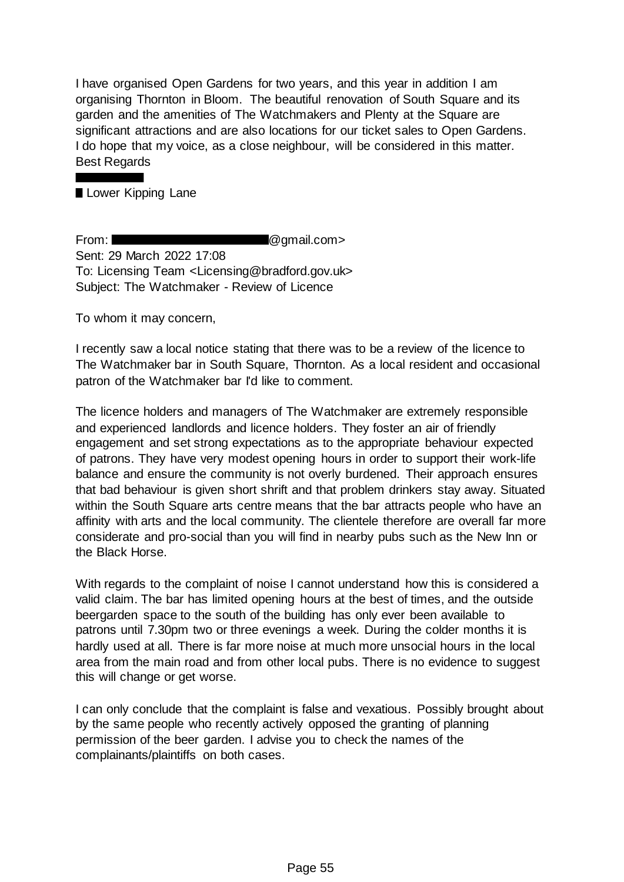I have organised Open Gardens for two years, and this year in addition I am organising Thornton in Bloom. The beautiful renovation of South Square and its garden and the amenities of The Watchmakers and Plenty at the Square are significant attractions and are also locations for our ticket sales to Open Gardens. I do hope that my voice, as a close neighbour, will be considered in this matter.
Best Regards

Lower Kipping Lane

From: @gmail.com>
Sent: 29 March 2022 17:08
To: Licensing Team <Licensing@bradford.gov.uk>
Subject: The Watchmaker - Review of Licence

To whom it may concern,

I recently saw a local notice stating that there was to be a review of the licence to The Watchmaker bar in South Square, Thornton. As a local resident and occasional patron of the Watchmaker bar I'd like to comment.

The licence holders and managers of The Watchmaker are extremely responsible and experienced landlords and licence holders. They foster an air of friendly engagement and set strong expectations as to the appropriate behaviour expected of patrons. They have very modest opening hours in order to support their work-life balance and ensure the community is not overly burdened. Their approach ensures that bad behaviour is given short shrift and that problem drinkers stay away. Situated within the South Square arts centre means that the bar attracts people who have an affinity with arts and the local community. The clientele therefore are overall far more considerate and pro-social than you will find in nearby pubs such as the New Inn or the Black Horse.

With regards to the complaint of noise I cannot understand how this is considered a valid claim. The bar has limited opening hours at the best of times, and the outside beergarden space to the south of the building has only ever been available to patrons until 7.30pm two or three evenings a week. During the colder months it is hardly used at all. There is far more noise at much more unsocial hours in the local area from the main road and from other local pubs. There is no evidence to suggest this will change or get worse.

I can only conclude that the complaint is false and vexatious. Possibly brought about by the same people who recently actively opposed the granting of planning permission of the beer garden. I advise you to check the names of the complainants/plaintiffs on both cases.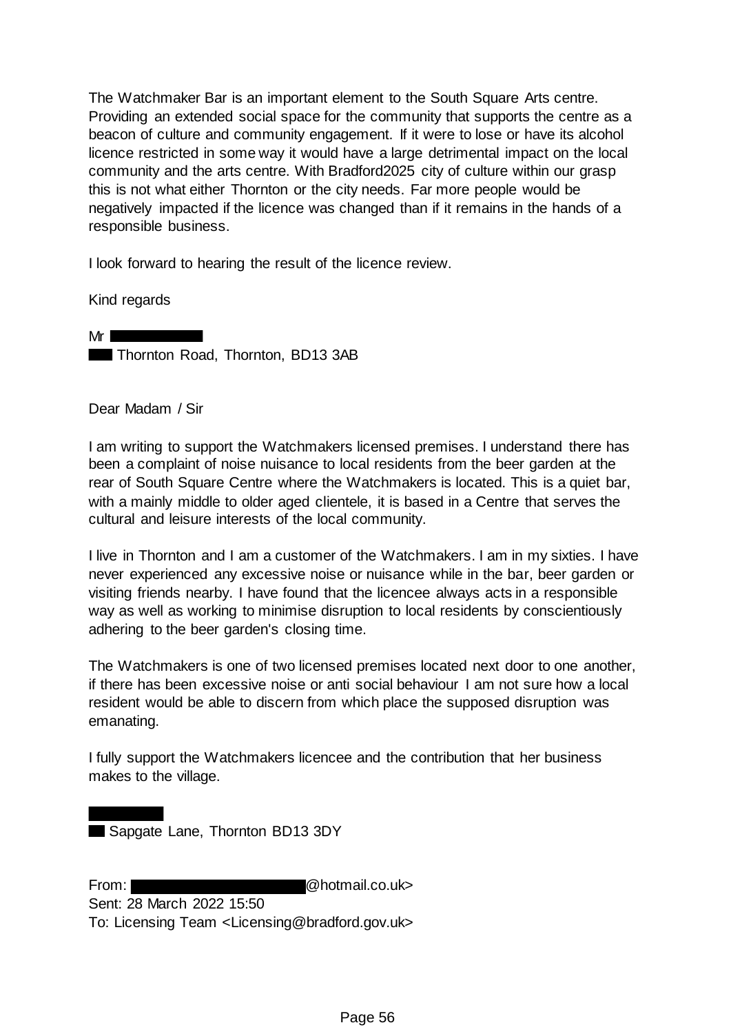The Watchmaker Bar is an important element to the South Square Arts centre. Providing an extended social space for the community that supports the centre as a beacon of culture and community engagement. If it were to lose or have its alcohol licence restricted in some way it would have a large detrimental impact on the local community and the arts centre. With Bradford2025 city of culture within our grasp this is not what either Thornton or the city needs. Far more people would be negatively impacted if the licence was changed than if it remains in the hands of a responsible business.

I look forward to hearing the result of the licence review.

Kind regards

Mr

Thornton Road, Thornton, BD13 3AB

Dear Madam / Sir

I am writing to support the Watchmakers licensed premises. I understand there has been a complaint of noise nuisance to local residents from the beer garden at the rear of South Square Centre where the Watchmakers is located. This is a quiet bar, with a mainly middle to older aged clientele, it is based in a Centre that serves the cultural and leisure interests of the local community.

I live in Thornton and I am a customer of the Watchmakers. I am in my sixties. I have never experienced any excessive noise or nuisance while in the bar, beer garden or visiting friends nearby. I have found that the licencee always acts in a responsible way as well as working to minimise disruption to local residents by conscientiously adhering to the beer garden's closing time.

The Watchmakers is one of two licensed premises located next door to one another, if there has been excessive noise or anti social behaviour I am not sure how a local resident would be able to discern from which place the supposed disruption was emanating.

I fully support the Watchmakers licencee and the contribution that her business makes to the village.

Sapgate Lane, Thornton BD13 3DY

From: @hotmail.co.uk>
Sent: 28 March 2022 15:50
To: Licensing Team <Licensing@bradford.gov.uk>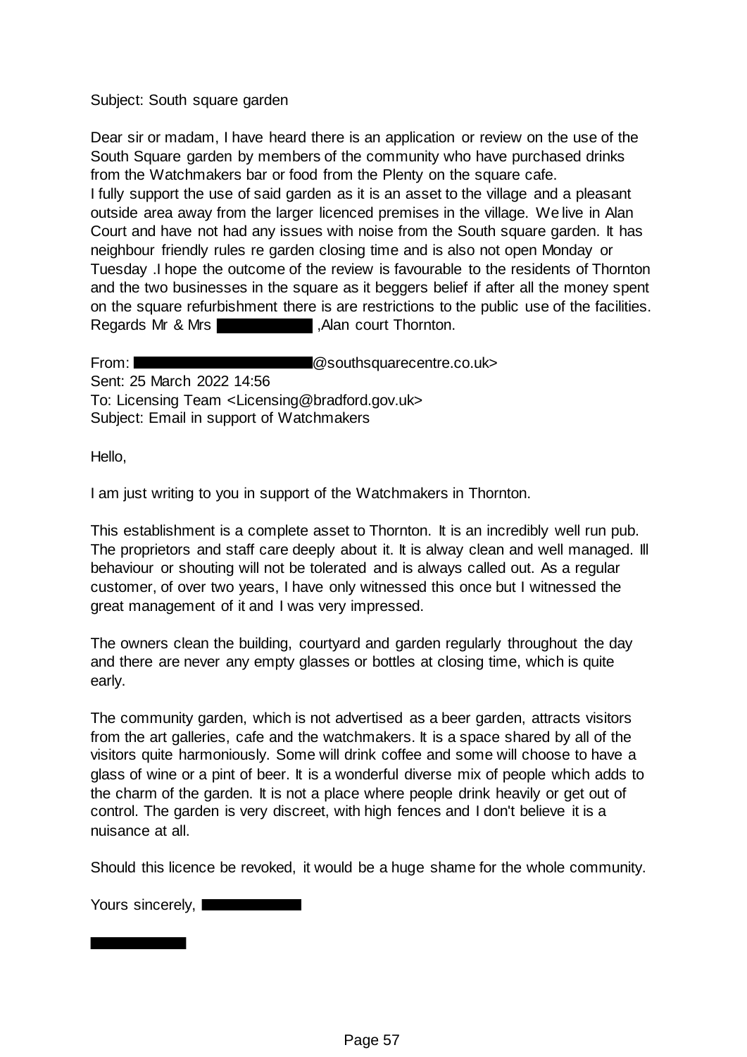Subject: South square garden

Dear sir or madam, I have heard there is an application or review on the use of the South Square garden by members of the community who have purchased drinks from the Watchmakers bar or food from the Plenty on the square cafe.
I fully support the use of said garden as it is an asset to the village and a pleasant outside area away from the larger licenced premises in the village. We live in Alan Court and have not had any issues with noise from the South square garden. It has neighbour friendly rules re garden closing time and is also not open Monday or Tuesday .I hope the outcome of the review is favourable to the residents of Thornton and the two businesses in the square as it beggers belief if after all the money spent on the square refurbishment there is are restrictions to the public use of the facilities.
Regards Mr & Mrs ██████ ,Alan court Thornton.

From: ██████████@southsquarecentre.co.uk>
Sent: 25 March 2022 14:56
To: Licensing Team <Licensing@bradford.gov.uk>
Subject: Email in support of Watchmakers

Hello,

I am just writing to you in support of the Watchmakers in Thornton.

This establishment is a complete asset to Thornton. It is an incredibly well run pub. The proprietors and staff care deeply about it. It is alway clean and well managed. Ill behaviour or shouting will not be tolerated and is always called out. As a regular customer, of over two years, I have only witnessed this once but I witnessed the great management of it and I was very impressed.

The owners clean the building, courtyard and garden regularly throughout the day and there are never any empty glasses or bottles at closing time, which is quite early.

The community garden, which is not advertised as a beer garden, attracts visitors from the art galleries, cafe and the watchmakers. It is a space shared by all of the visitors quite harmoniously. Some will drink coffee and some will choose to have a glass of wine or a pint of beer. It is a wonderful diverse mix of people which adds to the charm of the garden. It is not a place where people drink heavily or get out of control. The garden is very discreet, with high fences and I don't believe it is a nuisance at all.

Should this licence be revoked, it would be a huge shame for the whole community.

Yours sincerely, ██████

██████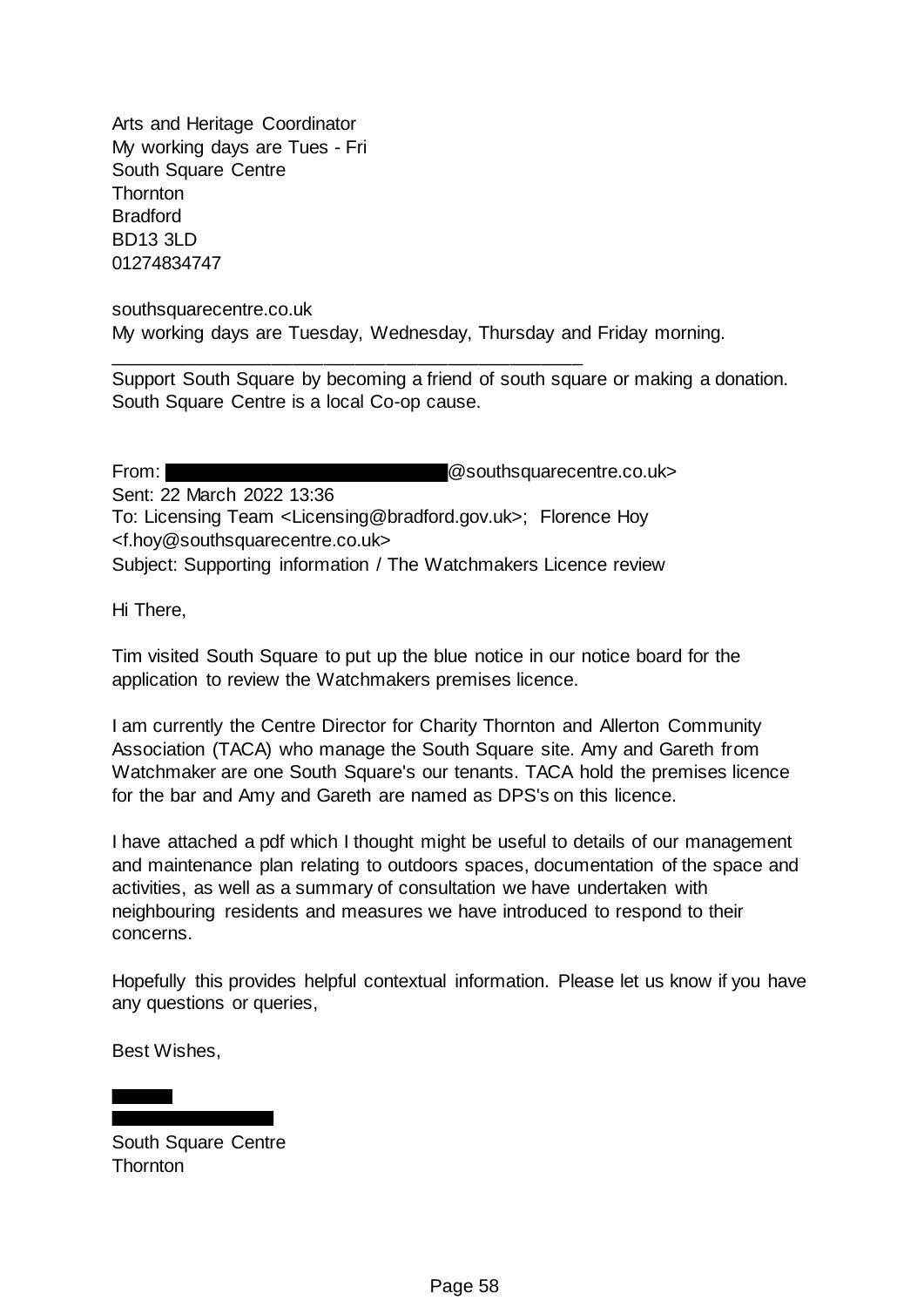Arts and Heritage Coordinator
My working days are Tues - Fri
South Square Centre
Thornton
Bradford
BD13 3LD
01274834747

southsquarecentre.co.uk
My working days are Tuesday, Wednesday, Thursday and Friday morning.

---

Support South Square by becoming a friend of south square or making a donation.
South Square Centre is a local Co-op cause.

From: ████████████████@southsquarecentre.co.uk>
Sent: 22 March 2022 13:36
To: Licensing Team <Licensing@bradford.gov.uk>; Florence Hoy <f.hoy@southsquarecentre.co.uk>
Subject: Supporting information / The Watchmakers Licence review

Hi There,

Tim visited South Square to put up the blue notice in our notice board for the application to review the Watchmakers premises licence.

I am currently the Centre Director for Charity Thornton and Allerton Community Association (TACA) who manage the South Square site. Amy and Gareth from Watchmaker are one South Square's our tenants. TACA hold the premises licence for the bar and Amy and Gareth are named as DPS's on this licence.

I have attached a pdf which I thought might be useful to details of our management and maintenance plan relating to outdoors spaces, documentation of the space and activities, as well as a summary of consultation we have undertaken with neighbouring residents and measures we have introduced to respond to their concerns.

Hopefully this provides helpful contextual information. Please let us know if you have any questions or queries,

Best Wishes,

████
██████████

South Square Centre
Thornton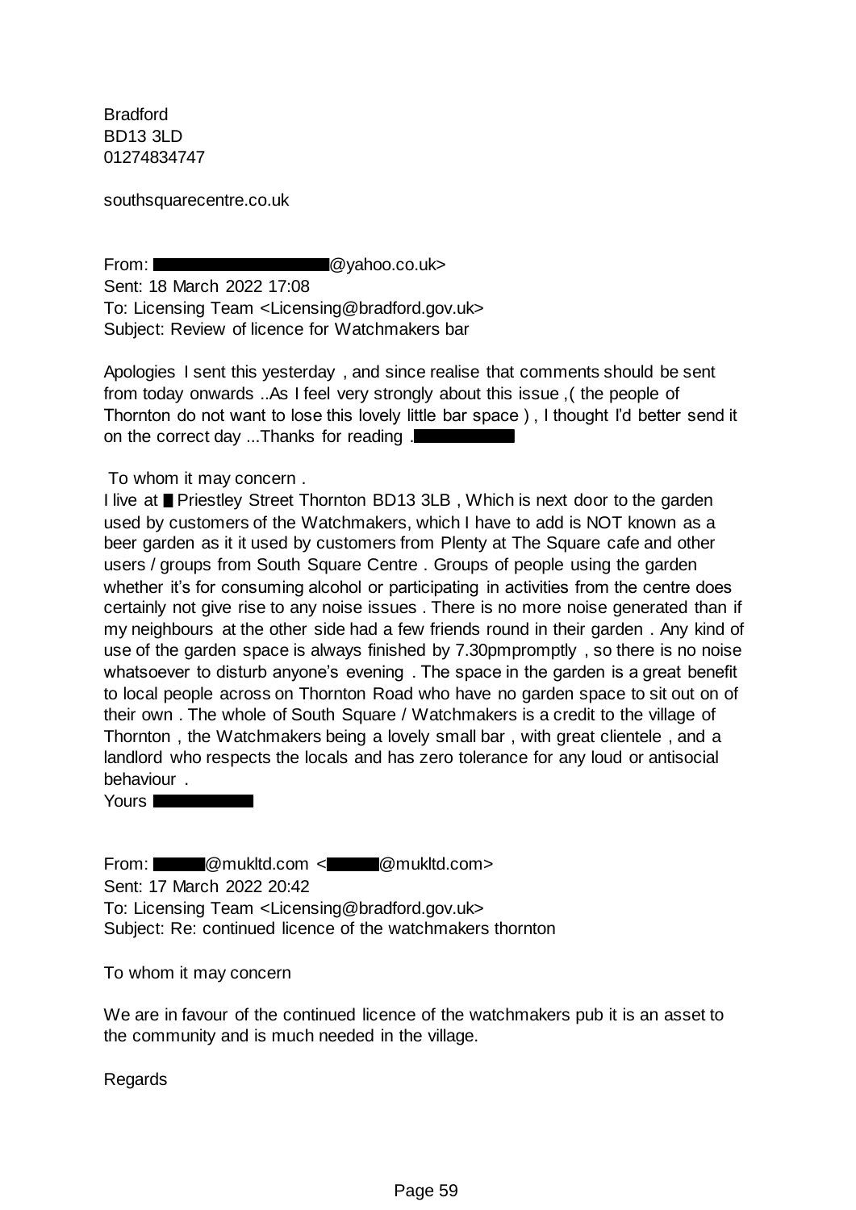Bradford
BD13 3LD
01274834747

southsquarecentre.co.uk

From: █████████████@yahoo.co.uk>
Sent: 18 March 2022 17:08
To: Licensing Team <Licensing@bradford.gov.uk>
Subject: Review of licence for Watchmakers bar

Apologies I sent this yesterday , and since realise that comments should be sent from today onwards ..As I feel very strongly about this issue ,( the people of Thornton do not want to lose this lovely little bar space ) , I thought I'd better send it on the correct day ...Thanks for reading .█████

To whom it may concern .
I live at █ Priestley Street Thornton BD13 3LB , Which is next door to the garden used by customers of the Watchmakers, which I have to add is NOT known as a beer garden as it it used by customers from Plenty at The Square cafe and other users / groups from South Square Centre . Groups of people using the garden whether it's for consuming alcohol or participating in activities from the centre does certainly not give rise to any noise issues . There is no more noise generated than if my neighbours at the other side had a few friends round in their garden . Any kind of use of the garden space is always finished by 7.30pmpromptly , so there is no noise whatsoever to disturb anyone's evening . The space in the garden is a great benefit to local people across on Thornton Road who have no garden space to sit out on of their own . The whole of South Square / Watchmakers is a credit to the village of Thornton , the Watchmakers being a lovely small bar , with great clientele , and a landlord who respects the locals and has zero tolerance for any loud or antisocial behaviour .
Yours █████

From: █████@mukltd.com <█████@mukltd.com>
Sent: 17 March 2022 20:42
To: Licensing Team <Licensing@bradford.gov.uk>
Subject: Re: continued licence of the watchmakers thornton

To whom it may concern

We are in favour of the continued licence of the watchmakers pub it is an asset to the community and is much needed in the village.

Regards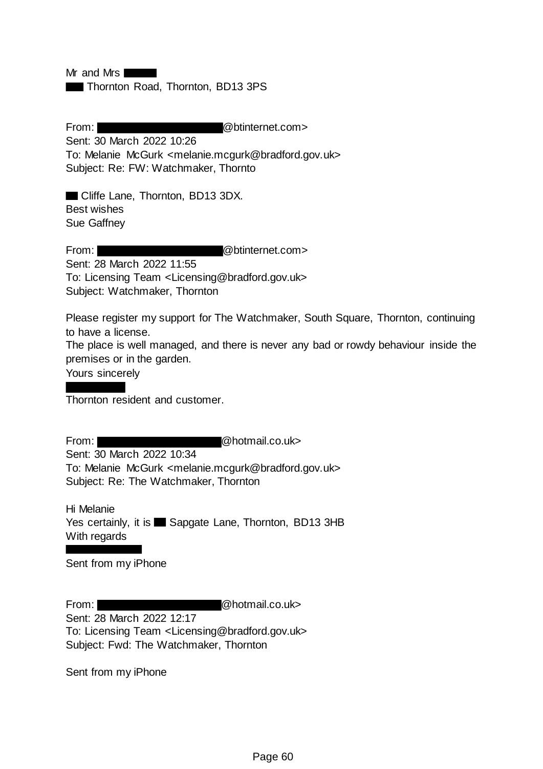Mr and Mrs ██████
███ Thornton Road, Thornton, BD13 3PS

From: ████████████████████@btinternet.com>
Sent: 30 March 2022 10:26
To: Melanie McGurk <melanie.mcgurk@bradford.gov.uk>
Subject: Re: FW: Watchmaker, Thornto

██ Cliffe Lane, Thornton, BD13 3DX.
Best wishes
Sue Gaffney

From: ████████████████████@btinternet.com>
Sent: 28 March 2022 11:55
To: Licensing Team <Licensing@bradford.gov.uk>
Subject: Watchmaker, Thornton

Please register my support for The Watchmaker, South Square, Thornton, continuing to have a license.
The place is well managed, and there is never any bad or rowdy behaviour inside the premises or in the garden.
Yours sincerely
██████████
Thornton resident and customer.

From: ████████████████████@hotmail.co.uk>
Sent: 30 March 2022 10:34
To: Melanie McGurk <melanie.mcgurk@bradford.gov.uk>
Subject: Re: The Watchmaker, Thornton

Hi Melanie
Yes certainly, it is ██ Sapgate Lane, Thornton, BD13 3HB
With regards
██████████████
Sent from my iPhone

From: ████████████████████@hotmail.co.uk>
Sent: 28 March 2022 12:17
To: Licensing Team <Licensing@bradford.gov.uk>
Subject: Fwd: The Watchmaker, Thornton

Sent from my iPhone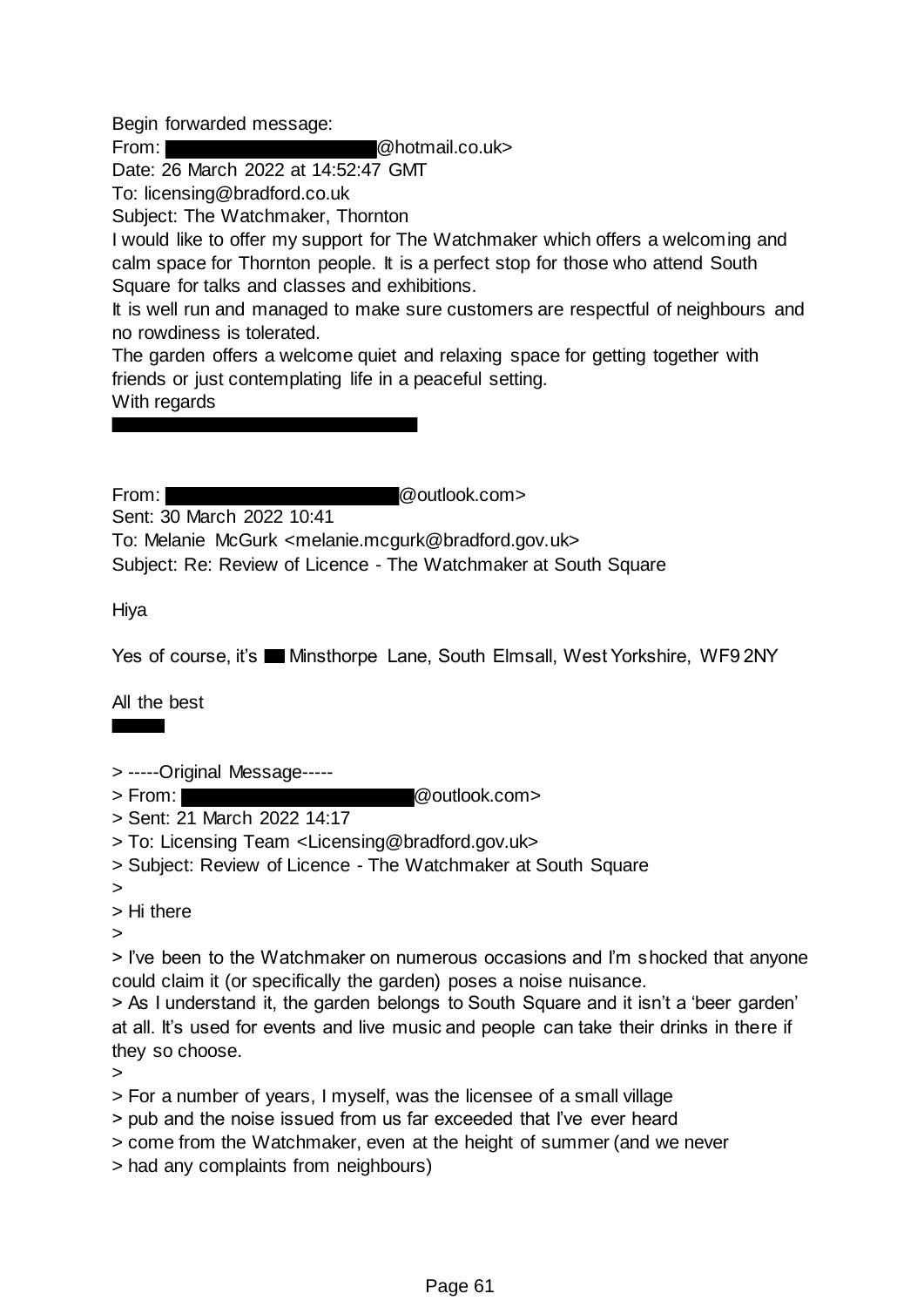Begin forwarded message:
From: ████████████████@hotmail.co.uk>
Date: 26 March 2022 at 14:52:47 GMT
To: licensing@bradford.co.uk
Subject: The Watchmaker, Thornton
I would like to offer my support for The Watchmaker which offers a welcoming and calm space for Thornton people. It is a perfect stop for those who attend South Square for talks and classes and exhibitions.
It is well run and managed to make sure customers are respectful of neighbours and no rowdiness is tolerated.
The garden offers a welcome quiet and relaxing space for getting together with friends or just contemplating life in a peaceful setting.
With regards
████████████████████

From: ████████████████@outlook.com>
Sent: 30 March 2022 10:41
To: Melanie McGurk <melanie.mcgurk@bradford.gov.uk>
Subject: Re: Review of Licence - The Watchmaker at South Square

Hiya

Yes of course, it's ██ Minsthorpe Lane, South Elmsall, West Yorkshire, WF9 2NY

All the best
████

> -----Original Message-----
> From: ████████████████@outlook.com>
> Sent: 21 March 2022 14:17
> To: Licensing Team <Licensing@bradford.gov.uk>
> Subject: Review of Licence - The Watchmaker at South Square
>
> Hi there
>
> I've been to the Watchmaker on numerous occasions and I'm shocked that anyone could claim it (or specifically the garden) poses a noise nuisance.
> As I understand it, the garden belongs to South Square and it isn't a 'beer garden' at all. It's used for events and live music and people can take their drinks in there if they so choose.
>
> For a number of years, I myself, was the licensee of a small village
> pub and the noise issued from us far exceeded that I've ever heard
> come from the Watchmaker, even at the height of summer (and we never
> had any complaints from neighbours)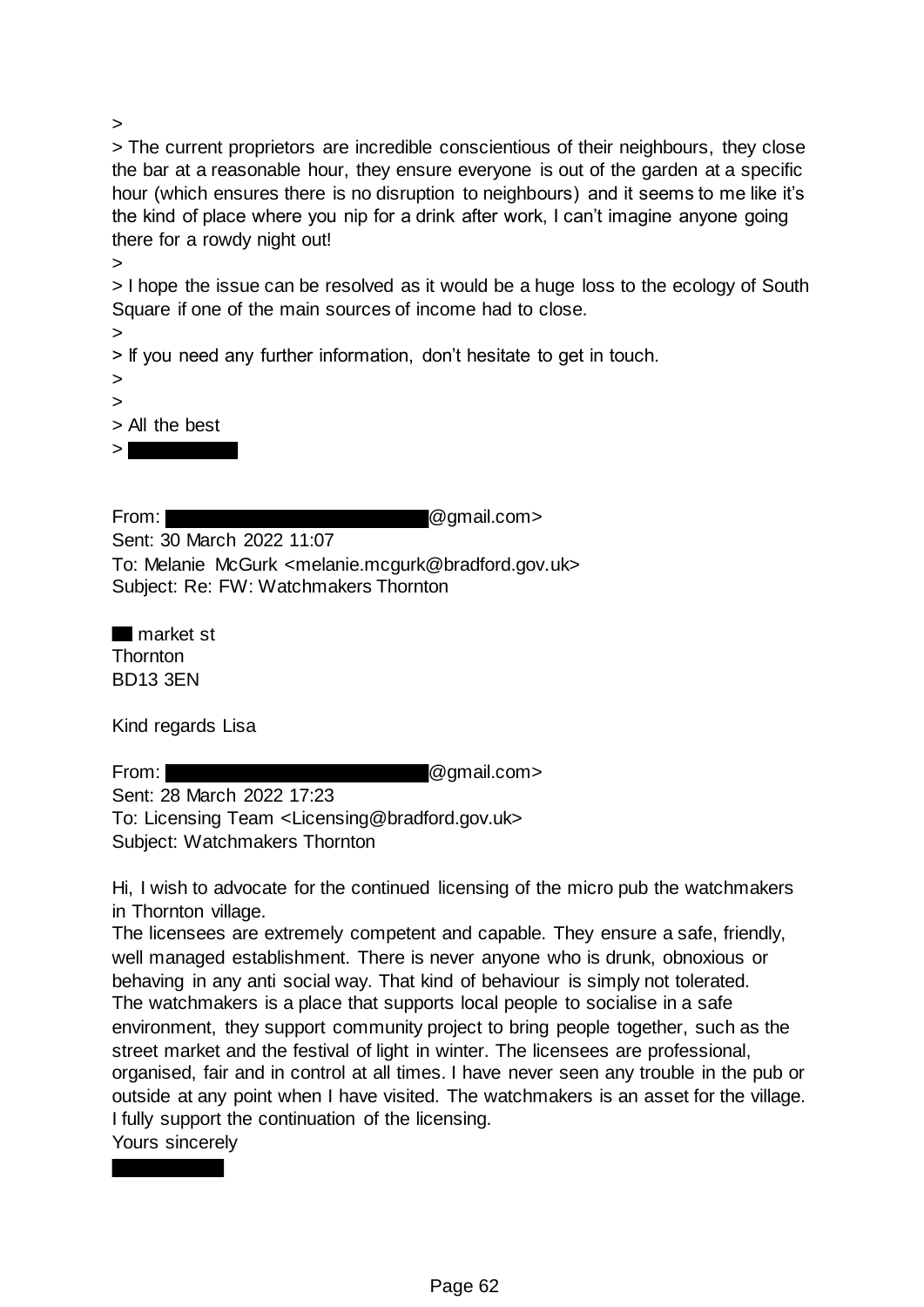>
> The current proprietors are incredible conscientious of their neighbours, they close the bar at a reasonable hour, they ensure everyone is out of the garden at a specific hour (which ensures there is no disruption to neighbours) and it seems to me like it's the kind of place where you nip for a drink after work, I can't imagine anyone going there for a rowdy night out!
>
> I hope the issue can be resolved as it would be a huge loss to the ecology of South Square if one of the main sources of income had to close.
>
> If you need any further information, don't hesitate to get in touch.
>
>
> All the best
> ██████████

From: ██████████████████████@gmail.com>
Sent: 30 March 2022 11:07
To: Melanie McGurk <melanie.mcgurk@bradford.gov.uk>
Subject: Re: FW: Watchmakers Thornton

██ market st
Thornton
BD13 3EN

Kind regards Lisa

From: ██████████████████████@gmail.com>
Sent: 28 March 2022 17:23
To: Licensing Team <Licensing@bradford.gov.uk>
Subject: Watchmakers Thornton

Hi, I wish to advocate for the continued licensing of the micro pub the watchmakers in Thornton village.
The licensees are extremely competent and capable. They ensure a safe, friendly, well managed establishment. There is never anyone who is drunk, obnoxious or behaving in any anti social way. That kind of behaviour is simply not tolerated.
The watchmakers is a place that supports local people to socialise in a safe environment, they support community project to bring people together, such as the street market and the festival of light in winter. The licensees are professional, organised, fair and in control at all times. I have never seen any trouble in the pub or outside at any point when I have visited. The watchmakers is an asset for the village.
I fully support the continuation of the licensing.
Yours sincerely
██████████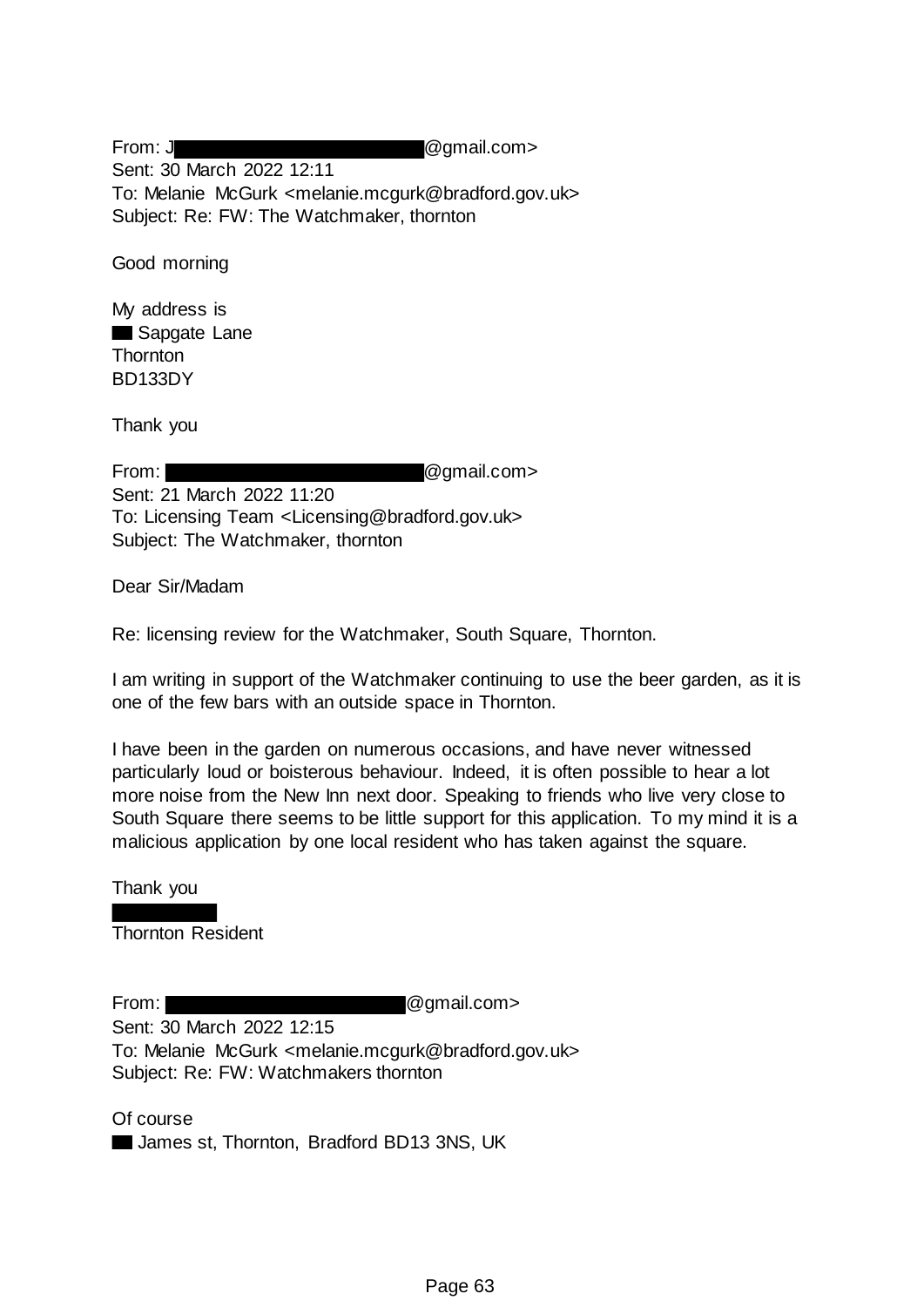From: J█████████████████@gmail.com>
Sent: 30 March 2022 12:11
To: Melanie McGurk <melanie.mcgurk@bradford.gov.uk>
Subject: Re: FW: The Watchmaker, thornton

Good morning

My address is
██ Sapgate Lane
Thornton
BD133DY

Thank you

From: █████████████████@gmail.com>
Sent: 21 March 2022 11:20
To: Licensing Team <Licensing@bradford.gov.uk>
Subject: The Watchmaker, thornton

Dear Sir/Madam

Re: licensing review for the Watchmaker, South Square, Thornton.

I am writing in support of the Watchmaker continuing to use the beer garden, as it is one of the few bars with an outside space in Thornton.

I have been in the garden on numerous occasions, and have never witnessed particularly loud or boisterous behaviour. Indeed, it is often possible to hear a lot more noise from the New Inn next door. Speaking to friends who live very close to South Square there seems to be little support for this application. To my mind it is a malicious application by one local resident who has taken against the square.

Thank you

██████
Thornton Resident

From: █████████████████@gmail.com>
Sent: 30 March 2022 12:15
To: Melanie McGurk <melanie.mcgurk@bradford.gov.uk>
Subject: Re: FW: Watchmakers thornton

Of course
██ James st, Thornton, Bradford BD13 3NS, UK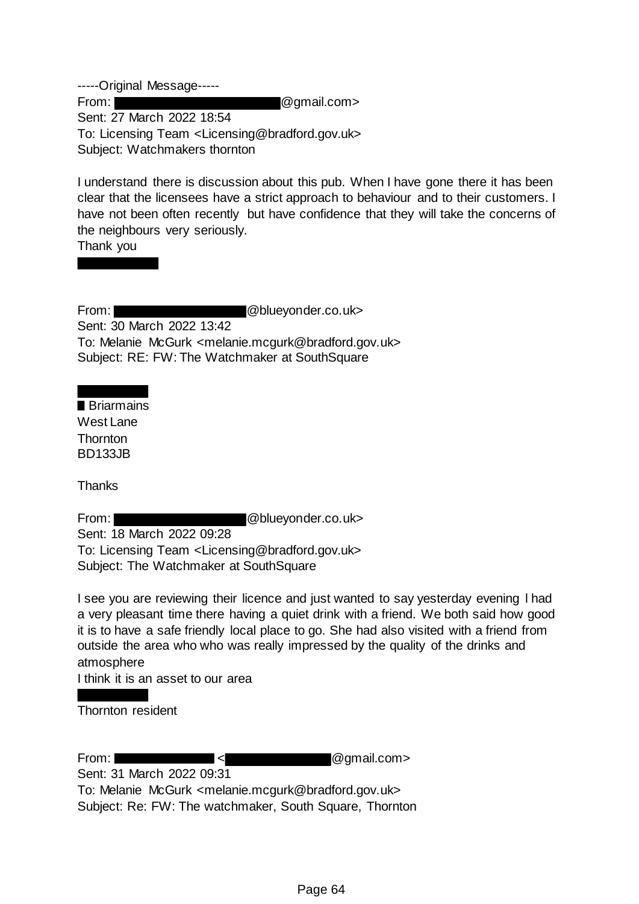-----Original Message-----
From: [REDACTED]@gmail.com>
Sent: 27 March 2022 18:54
To: Licensing Team <Licensing@bradford.gov.uk>
Subject: Watchmakers thornton

I understand there is discussion about this pub. When I have gone there it has been clear that the licensees have a strict approach to behaviour and to their customers. I have not been often recently but have confidence that they will take the concerns of the neighbours very seriously.
Thank you

[REDACTED]

From: [REDACTED]@blueyonder.co.uk>
Sent: 30 March 2022 13:42
To: Melanie McGurk <melanie.mcgurk@bradford.gov.uk>
Subject: RE: FW: The Watchmaker at SouthSquare

[REDACTED]
[REDACTED] Briarmains
West Lane
Thornton
BD133JB

Thanks

From: [REDACTED]@blueyonder.co.uk>
Sent: 18 March 2022 09:28
To: Licensing Team <Licensing@bradford.gov.uk>
Subject: The Watchmaker at SouthSquare

I see you are reviewing their licence and just wanted to say yesterday evening I had a very pleasant time there having a quiet drink with a friend. We both said how good it is to have a safe friendly local place to go. She had also visited with a friend from outside the area who who was really impressed by the quality of the drinks and atmosphere
I think it is an asset to our area

[REDACTED]
Thornton resident

From: [REDACTED] <[REDACTED]@gmail.com>
Sent: 31 March 2022 09:31
To: Melanie McGurk <melanie.mcgurk@bradford.gov.uk>
Subject: Re: FW: The watchmaker, South Square, Thornton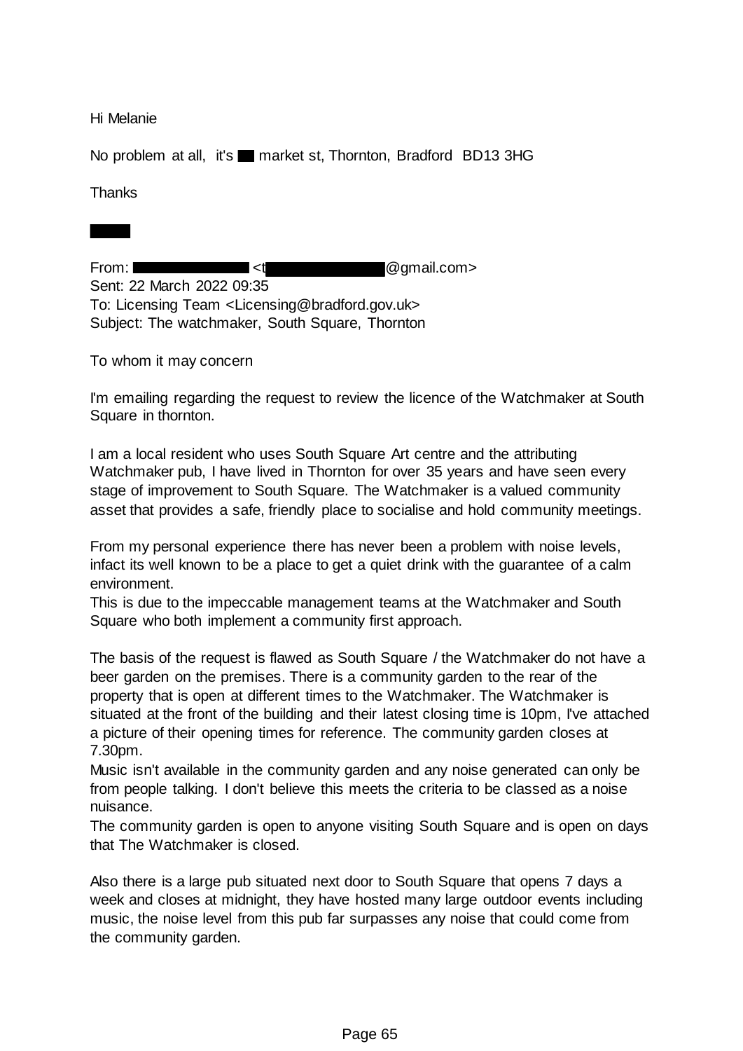Hi Melanie

No problem at all, it's ██ market st, Thornton, Bradford BD13 3HG

Thanks

████

From: ██████████ <t██████████@gmail.com>
Sent: 22 March 2022 09:35
To: Licensing Team <Licensing@bradford.gov.uk>
Subject: The watchmaker, South Square, Thornton

To whom it may concern

I'm emailing regarding the request to review the licence of the Watchmaker at South Square in thornton.

I am a local resident who uses South Square Art centre and the attributing Watchmaker pub, I have lived in Thornton for over 35 years and have seen every stage of improvement to South Square. The Watchmaker is a valued community asset that provides a safe, friendly place to socialise and hold community meetings.

From my personal experience there has never been a problem with noise levels, infact its well known to be a place to get a quiet drink with the guarantee of a calm environment.
This is due to the impeccable management teams at the Watchmaker and South Square who both implement a community first approach.

The basis of the request is flawed as South Square / the Watchmaker do not have a beer garden on the premises. There is a community garden to the rear of the property that is open at different times to the Watchmaker. The Watchmaker is situated at the front of the building and their latest closing time is 10pm, I've attached a picture of their opening times for reference. The community garden closes at 7.30pm.
Music isn't available in the community garden and any noise generated can only be from people talking. I don't believe this meets the criteria to be classed as a noise nuisance.
The community garden is open to anyone visiting South Square and is open on days that The Watchmaker is closed.

Also there is a large pub situated next door to South Square that opens 7 days a week and closes at midnight, they have hosted many large outdoor events including music, the noise level from this pub far surpasses any noise that could come from the community garden.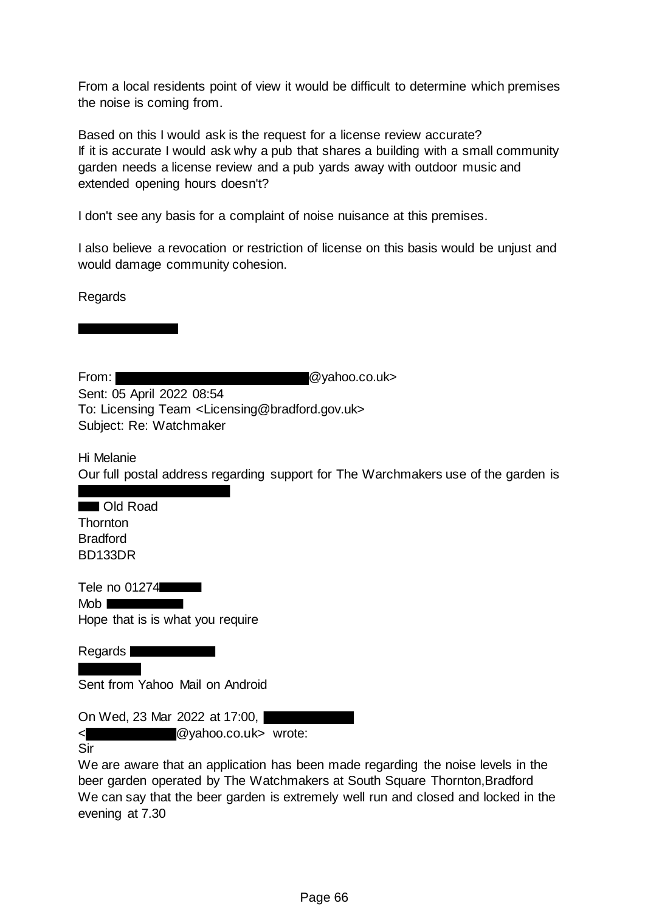From a local residents point of view it would be difficult to determine which premises the noise is coming from.

Based on this I would ask is the request for a license review accurate?
If it is accurate I would ask why a pub that shares a building with a small community garden needs a license review and a pub yards away with outdoor music and extended opening hours doesn't?

I don't see any basis for a complaint of noise nuisance at this premises.

I also believe a revocation or restriction of license on this basis would be unjust and would damage community cohesion.

Regards

From: @yahoo.co.uk>
Sent: 05 April 2022 08:54
To: Licensing Team <Licensing@bradford.gov.uk>
Subject: Re: Watchmaker

Hi Melanie
Our full postal address regarding support for The Warchmakers use of the garden is

Old Road
Thornton
Bradford
BD133DR

Tele no 01274
Mob
Hope that is is what you require

Regards

Sent from Yahoo Mail on Android

On Wed, 23 Mar 2022 at 17:00,
< @yahoo.co.uk> wrote:
Sir
We are aware that an application has been made regarding the noise levels in the beer garden operated by The Watchmakers at South Square Thornton,Bradford
We can say that the beer garden is extremely well run and closed and locked in the evening at 7.30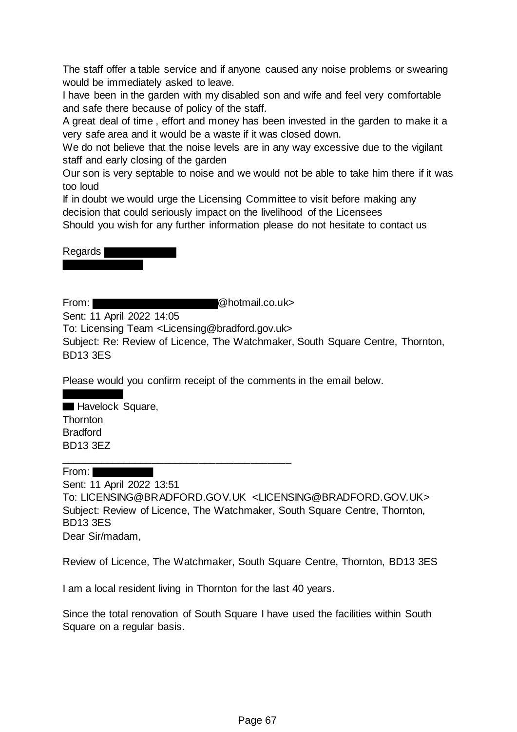The staff offer a table service and if anyone caused any noise problems or swearing would be immediately asked to leave.
I have been in the garden with my disabled son and wife and feel very comfortable and safe there because of policy of the staff.
A great deal of time , effort and money has been invested in the garden to make it a very safe area and it would be a waste if it was closed down.
We do not believe that the noise levels are in any way excessive due to the vigilant staff and early closing of the garden
Our son is very septable to noise and we would not be able to take him there if it was too loud
If in doubt we would urge the Licensing Committee to visit before making any decision that could seriously impact on the livelihood of the Licensees
Should you wish for any further information please do not hesitate to contact us

Regards

From: @hotmail.co.uk>
Sent: 11 April 2022 14:05
To: Licensing Team <Licensing@bradford.gov.uk>
Subject: Re: Review of Licence, The Watchmaker, South Square Centre, Thornton, BD13 3ES

Please would you confirm receipt of the comments in the email below.

Havelock Square,
Thornton
Bradford
BD13 3EZ

---

From:
Sent: 11 April 2022 13:51
To: LICENSING@BRADFORD.GOV.UK <LICENSING@BRADFORD.GOV.UK>
Subject: Review of Licence, The Watchmaker, South Square Centre, Thornton, BD13 3ES
Dear Sir/madam,

Review of Licence, The Watchmaker, South Square Centre, Thornton, BD13 3ES

I am a local resident living in Thornton for the last 40 years.

Since the total renovation of South Square I have used the facilities within South Square on a regular basis.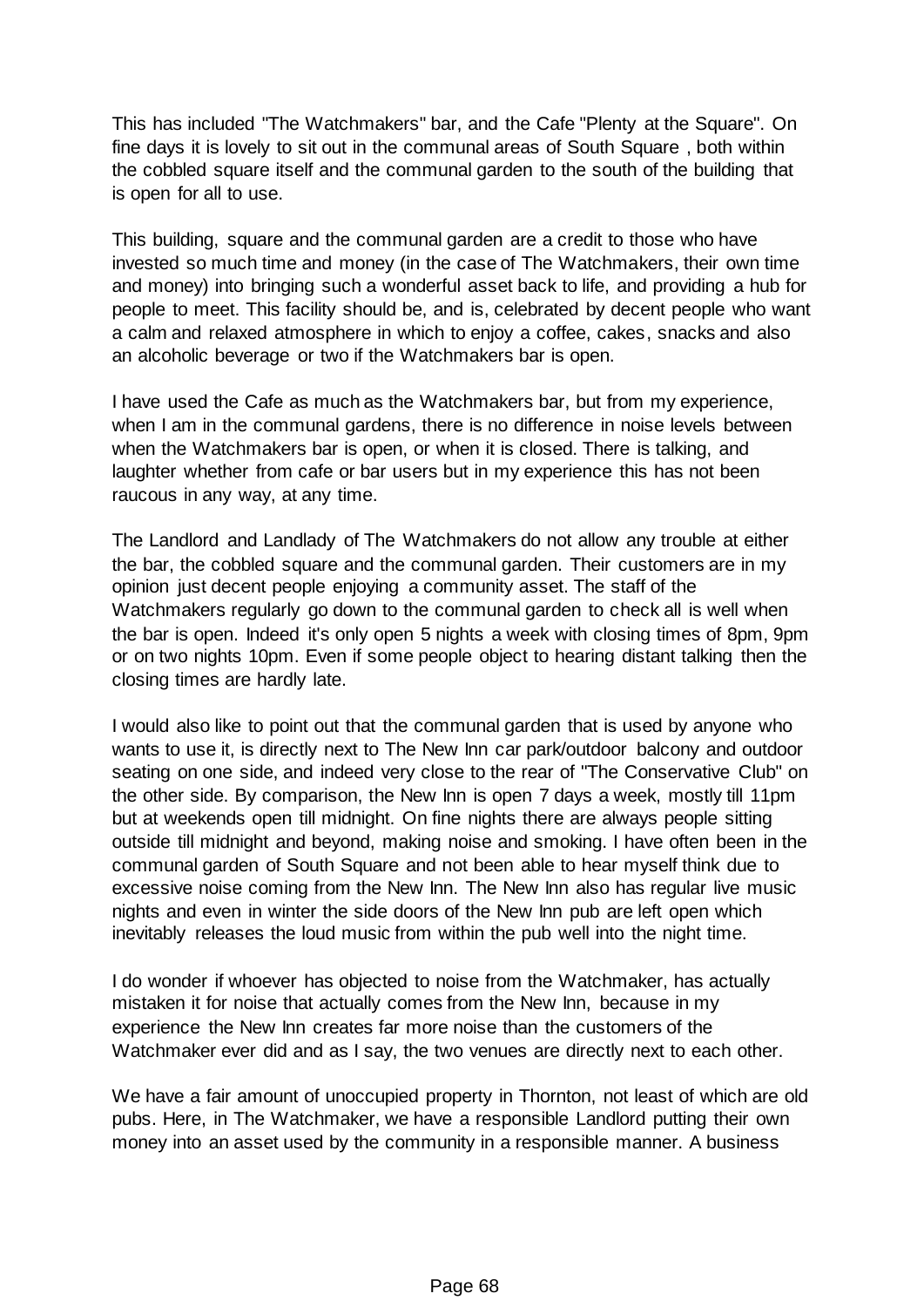This has included "The Watchmakers" bar, and the Cafe "Plenty at the Square". On fine days it is lovely to sit out in the communal areas of South Square , both within the cobbled square itself and the communal garden to the south of the building that is open for all to use.

This building, square and the communal garden are a credit to those who have invested so much time and money (in the case of The Watchmakers, their own time and money) into bringing such a wonderful asset back to life, and providing a hub for people to meet. This facility should be, and is, celebrated by decent people who want a calm and relaxed atmosphere in which to enjoy a coffee, cakes, snacks and also an alcoholic beverage or two if the Watchmakers bar is open.

I have used the Cafe as much as the Watchmakers bar, but from my experience, when I am in the communal gardens, there is no difference in noise levels between when the Watchmakers bar is open, or when it is closed. There is talking, and laughter whether from cafe or bar users but in my experience this has not been raucous in any way, at any time.

The Landlord and Landlady of The Watchmakers do not allow any trouble at either the bar, the cobbled square and the communal garden. Their customers are in my opinion just decent people enjoying a community asset. The staff of the Watchmakers regularly go down to the communal garden to check all is well when the bar is open. Indeed it's only open 5 nights a week with closing times of 8pm, 9pm or on two nights 10pm. Even if some people object to hearing distant talking then the closing times are hardly late.

I would also like to point out that the communal garden that is used by anyone who wants to use it, is directly next to The New Inn car park/outdoor balcony and outdoor seating on one side, and indeed very close to the rear of "The Conservative Club" on the other side. By comparison, the New Inn is open 7 days a week, mostly till 11pm but at weekends open till midnight. On fine nights there are always people sitting outside till midnight and beyond, making noise and smoking. I have often been in the communal garden of South Square and not been able to hear myself think due to excessive noise coming from the New Inn. The New Inn also has regular live music nights and even in winter the side doors of the New Inn pub are left open which inevitably releases the loud music from within the pub well into the night time.

I do wonder if whoever has objected to noise from the Watchmaker, has actually mistaken it for noise that actually comes from the New Inn, because in my experience the New Inn creates far more noise than the customers of the Watchmaker ever did and as I say, the two venues are directly next to each other.

We have a fair amount of unoccupied property in Thornton, not least of which are old pubs. Here, in The Watchmaker, we have a responsible Landlord putting their own money into an asset used by the community in a responsible manner. A business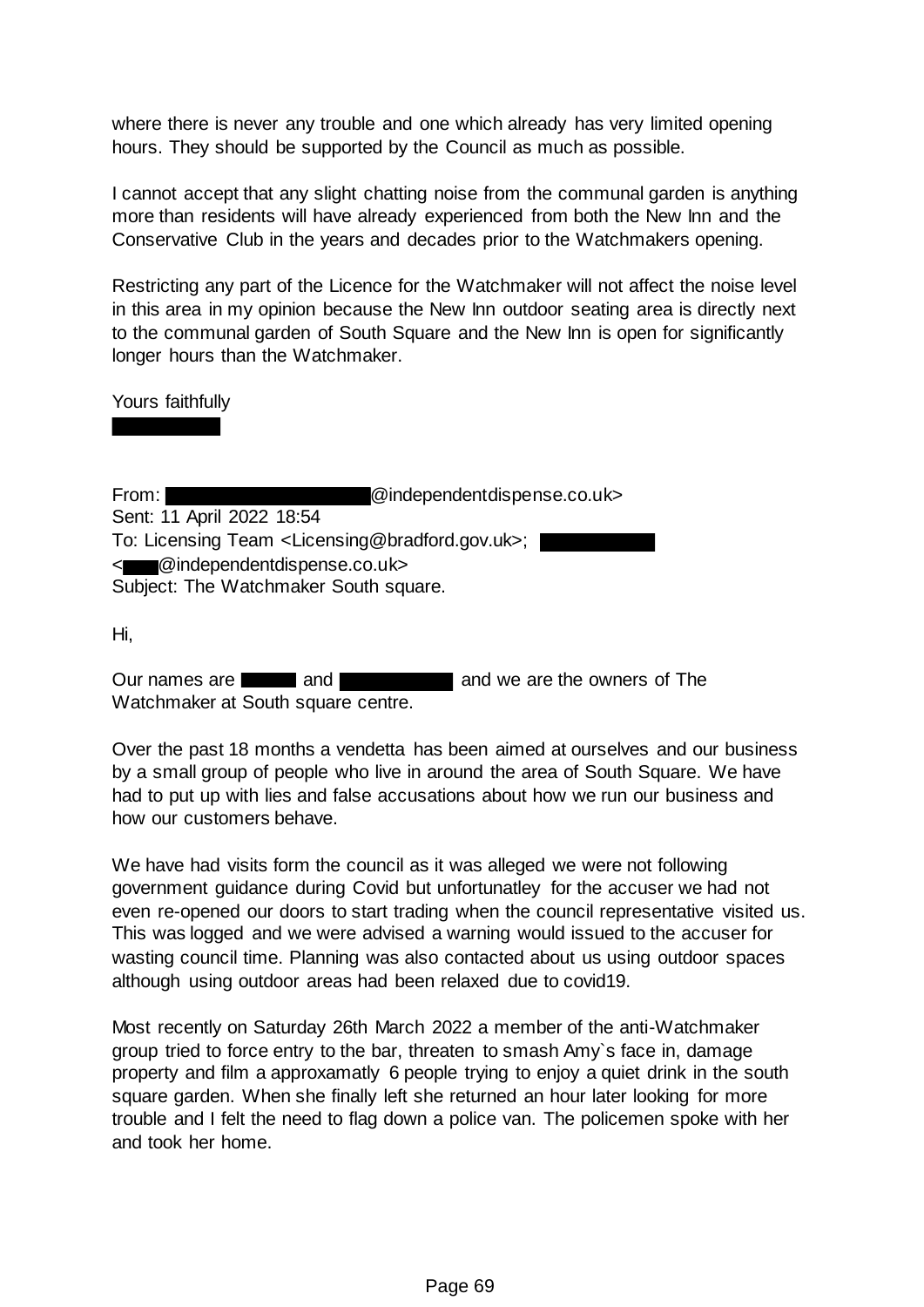where there is never any trouble and one which already has very limited opening hours. They should be supported by the Council as much as possible.

I cannot accept that any slight chatting noise from the communal garden is anything more than residents will have already experienced from both the New Inn and the Conservative Club in the years and decades prior to the Watchmakers opening.

Restricting any part of the Licence for the Watchmaker will not affect the noise level in this area in my opinion because the New Inn outdoor seating area is directly next to the communal garden of South Square and the New Inn is open for significantly longer hours than the Watchmaker.

Yours faithfully

From: @independentdispense.co.uk>
Sent: 11 April 2022 18:54
To: Licensing Team <Licensing@bradford.gov.uk>;
< @independentdispense.co.uk>
Subject: The Watchmaker South square.

Hi,

Our names are and and we are the owners of The Watchmaker at South square centre.

Over the past 18 months a vendetta has been aimed at ourselves and our business by a small group of people who live in around the area of South Square. We have had to put up with lies and false accusations about how we run our business and how our customers behave.

We have had visits form the council as it was alleged we were not following government guidance during Covid but unfortunatley for the accuser we had not even re-opened our doors to start trading when the council representative visited us. This was logged and we were advised a warning would issued to the accuser for wasting council time. Planning was also contacted about us using outdoor spaces although using outdoor areas had been relaxed due to covid19.

Most recently on Saturday 26th March 2022 a member of the anti-Watchmaker group tried to force entry to the bar, threaten to smash Amy`s face in, damage property and film a approxamatly 6 people trying to enjoy a quiet drink in the south square garden. When she finally left she returned an hour later looking for more trouble and I felt the need to flag down a police van. The policemen spoke with her and took her home.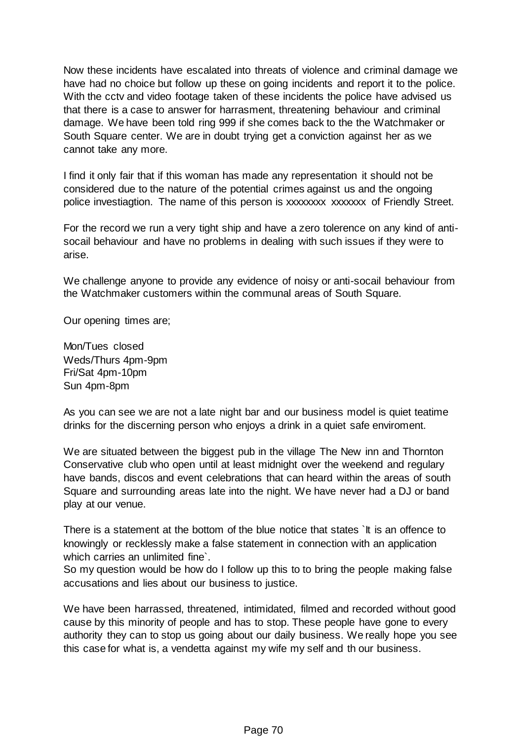Now these incidents have escalated into threats of violence and criminal damage we have had no choice but follow up these on going incidents and report it to the police. With the cctv and video footage taken of these incidents the police have advised us that there is a case to answer for harrasment, threatening behaviour and criminal damage. We have been told ring 999 if she comes back to the the Watchmaker or South Square center. We are in doubt trying get a conviction against her as we cannot take any more.

I find it only fair that if this woman has made any representation it should not be considered due to the nature of the potential crimes against us and the ongoing police investiagtion. The name of this person is xxxxxxxx xxxxxxx of Friendly Street.

For the record we run a very tight ship and have a zero tolerence on any kind of anti-socail behaviour and have no problems in dealing with such issues if they were to arise.

We challenge anyone to provide any evidence of noisy or anti-socail behaviour from the Watchmaker customers within the communal areas of South Square.

Our opening times are;

Mon/Tues closed
Weds/Thurs 4pm-9pm
Fri/Sat 4pm-10pm
Sun 4pm-8pm

As you can see we are not a late night bar and our business model is quiet teatime drinks for the discerning person who enjoys a drink in a quiet safe enviroment.

We are situated between the biggest pub in the village The New inn and Thornton Conservative club who open until at least midnight over the weekend and regulary have bands, discos and event celebrations that can heard within the areas of south Square and surrounding areas late into the night. We have never had a DJ or band play at our venue.

There is a statement at the bottom of the blue notice that states `It is an offence to knowingly or recklessly make a false statement in connection with an application which carries an unlimited fine`.
So my question would be how do I follow up this to to bring the people making false accusations and lies about our business to justice.

We have been harrassed, threatened, intimidated, filmed and recorded without good cause by this minority of people and has to stop. These people have gone to every authority they can to stop us going about our daily business. We really hope you see this case for what is, a vendetta against my wife my self and th our business.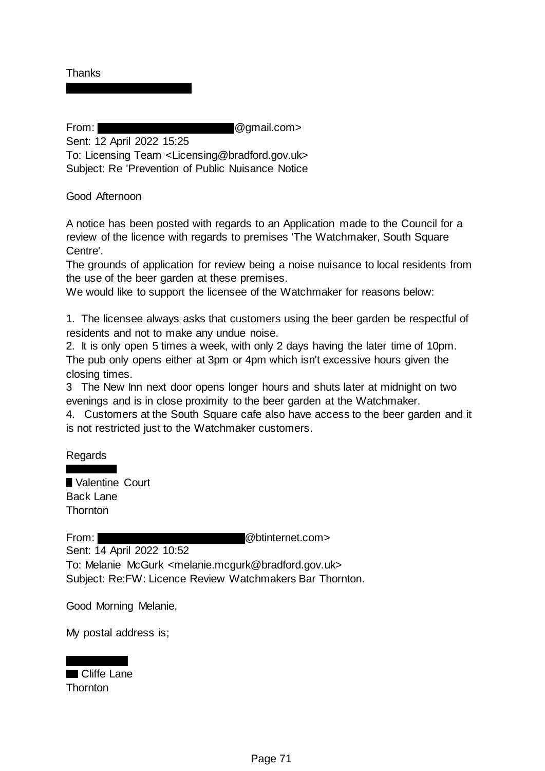Thanks

From: @gmail.com>
Sent: 12 April 2022 15:25
To: Licensing Team <Licensing@bradford.gov.uk>
Subject: Re 'Prevention of Public Nuisance Notice

Good Afternoon

A notice has been posted with regards to an Application made to the Council for a review of the licence with regards to premises 'The Watchmaker, South Square Centre'.
The grounds of application for review being a noise nuisance to local residents from the use of the beer garden at these premises.
We would like to support the licensee of the Watchmaker for reasons below:

1. The licensee always asks that customers using the beer garden be respectful of residents and not to make any undue noise.
2. It is only open 5 times a week, with only 2 days having the later time of 10pm. The pub only opens either at 3pm or 4pm which isn't excessive hours given the closing times.
3 The New Inn next door opens longer hours and shuts later at midnight on two evenings and is in close proximity to the beer garden at the Watchmaker.
4. Customers at the South Square cafe also have access to the beer garden and it is not restricted just to the Watchmaker customers.

Regards

Valentine Court
Back Lane
Thornton

From: @btinternet.com>
Sent: 14 April 2022 10:52
To: Melanie McGurk <melanie.mcgurk@bradford.gov.uk>
Subject: Re:FW: Licence Review Watchmakers Bar Thornton.

Good Morning Melanie,

My postal address is;

Cliffe Lane
Thornton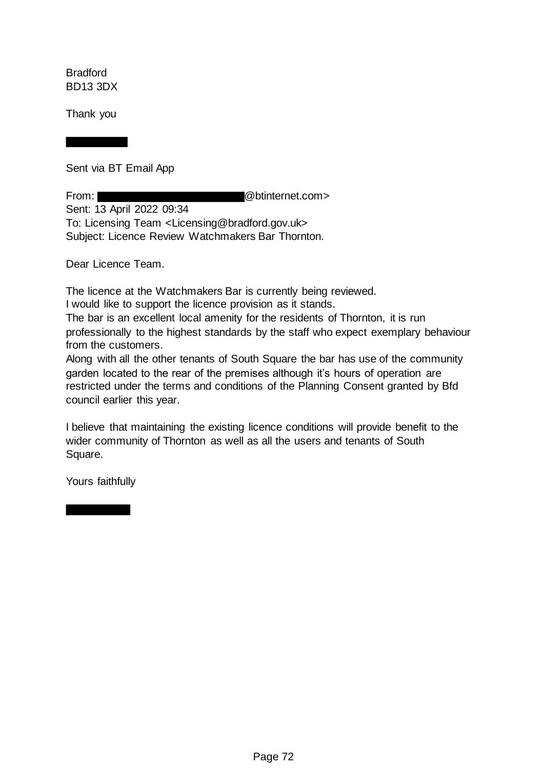Bradford
BD13 3DX

Thank you

Sent via BT Email App

From: @btinternet.com>
Sent: 13 April 2022 09:34
To: Licensing Team <Licensing@bradford.gov.uk>
Subject: Licence Review Watchmakers Bar Thornton.

Dear Licence Team.

The licence at the Watchmakers Bar is currently being reviewed.
I would like to support the licence provision as it stands.
The bar is an excellent local amenity for the residents of Thornton, it is run professionally to the highest standards by the staff who expect exemplary behaviour from the customers.
Along with all the other tenants of South Square the bar has use of the community garden located to the rear of the premises although it's hours of operation are restricted under the terms and conditions of the Planning Consent granted by Bfd council earlier this year.

I believe that maintaining the existing licence conditions will provide benefit to the wider community of Thornton as well as all the users and tenants of South Square.

Yours faithfully